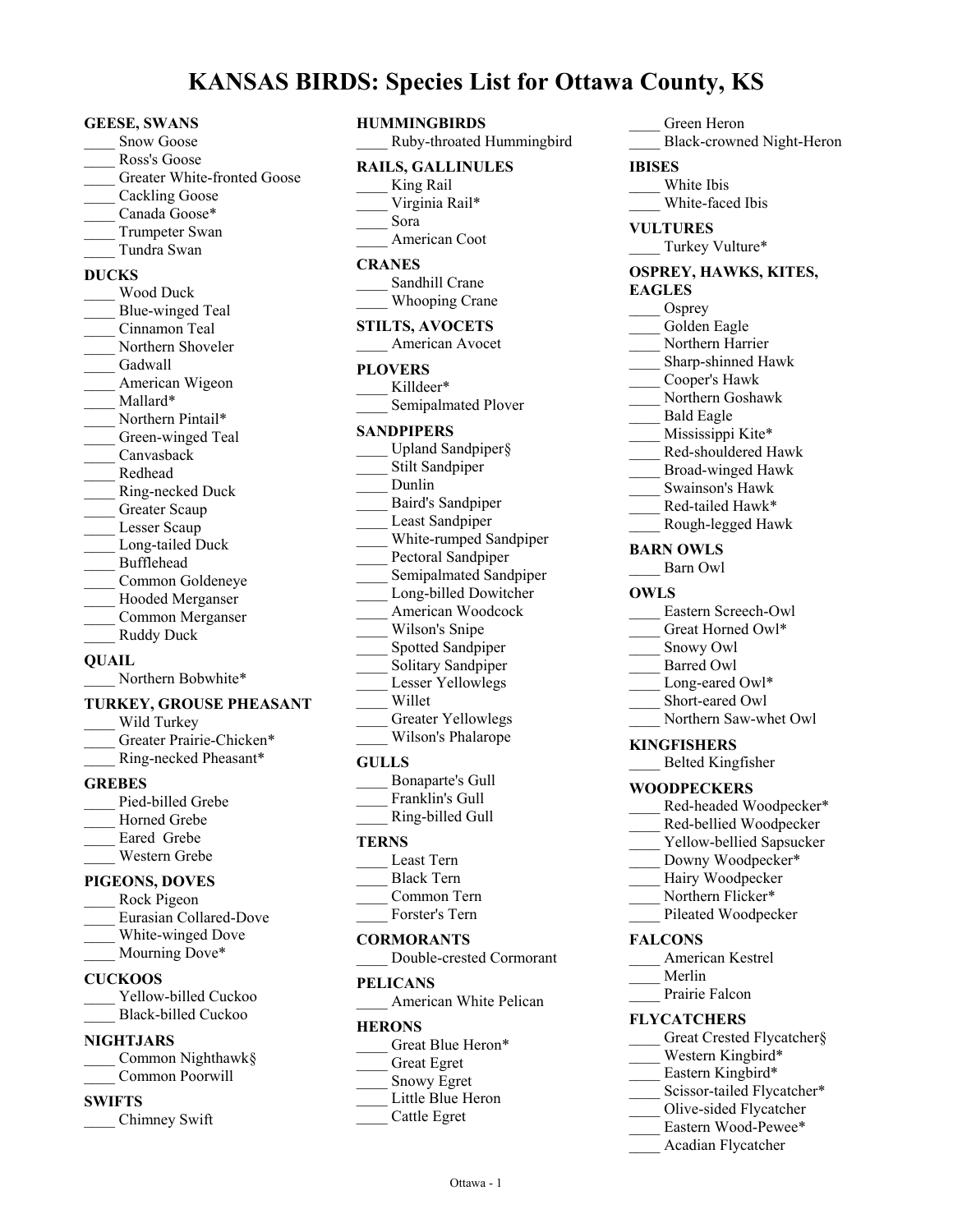# KANSAS BIRDS: Species List for Ottawa County, KS

**GEESE, SWANS**

____ Snow Goose
____ Ross's Goose
____ Greater White-fronted Goose
____ Cackling Goose
____ Canada Goose*
____ Trumpeter Swan
____ Tundra Swan

**DUCKS**

____ Wood Duck
____ Blue-winged Teal
____ Cinnamon Teal
____ Northern Shoveler
____ Gadwall
____ American Wigeon
____ Mallard*
____ Northern Pintail*
____ Green-winged Teal
____ Canvasback
____ Redhead
____ Ring-necked Duck
____ Greater Scaup
____ Lesser Scaup
____ Long-tailed Duck
____ Bufflehead
____ Common Goldeneye
____ Hooded Merganser
____ Common Merganser
____ Ruddy Duck

**QUAIL**

____ Northern Bobwhite*

**TURKEY, GROUSE PHEASANT**

____ Wild Turkey
____ Greater Prairie-Chicken*
____ Ring-necked Pheasant*

**GREBES**

____ Pied-billed Grebe
____ Horned Grebe
____ Eared Grebe
____ Western Grebe

**PIGEONS, DOVES**

____ Rock Pigeon
____ Eurasian Collared-Dove
____ White-winged Dove
____ Mourning Dove*

**CUCKOOS**

____ Yellow-billed Cuckoo
____ Black-billed Cuckoo

**NIGHTJARS**

____ Common Nighthawk§
____ Common Poorwill

**SWIFTS**

____ Chimney Swift

**HUMMINGBIRDS**

____ Ruby-throated Hummingbird

**RAILS, GALLINULES**

____ King Rail
____ Virginia Rail*
____ Sora
____ American Coot

**CRANES**

____ Sandhill Crane
____ Whooping Crane

**STILTS, AVOCETS**

____ American Avocet

**PLOVERS**

____ Killdeer*
____ Semipalmated Plover

**SANDPIPERS**

____ Upland Sandpiper§
____ Stilt Sandpiper
____ Dunlin
____ Baird's Sandpiper
____ Least Sandpiper
____ White-rumped Sandpiper
____ Pectoral Sandpiper
____ Semipalmated Sandpiper
____ Long-billed Dowitcher
____ American Woodcock
____ Wilson's Snipe
____ Spotted Sandpiper
____ Solitary Sandpiper
____ Lesser Yellowlegs
____ Willet
____ Greater Yellowlegs
____ Wilson's Phalarope

**GULLS**

____ Bonaparte's Gull
____ Franklin's Gull
____ Ring-billed Gull

**TERNS**

____ Least Tern
____ Black Tern
____ Common Tern
____ Forster's Tern

**CORMORANTS**

____ Double-crested Cormorant

**PELICANS**

____ American White Pelican

**HERONS**

____ Great Blue Heron*
____ Great Egret
____ Snowy Egret
____ Little Blue Heron
____ Cattle Egret
____ Green Heron
____ Black-crowned Night-Heron

**IBISES**

____ White Ibis
____ White-faced Ibis

**VULTURES**

____ Turkey Vulture*

**OSPREY, HAWKS, KITES, EAGLES**

____ Osprey
____ Golden Eagle
____ Northern Harrier
____ Sharp-shinned Hawk
____ Cooper's Hawk
____ Northern Goshawk
____ Bald Eagle
____ Mississippi Kite*
____ Red-shouldered Hawk
____ Broad-winged Hawk
____ Swainson's Hawk
____ Red-tailed Hawk*
____ Rough-legged Hawk

**BARN OWLS**

____ Barn Owl

**OWLS**

____ Eastern Screech-Owl
____ Great Horned Owl*
____ Snowy Owl
____ Barred Owl
____ Long-eared Owl*
____ Short-eared Owl
____ Northern Saw-whet Owl

**KINGFISHERS**

____ Belted Kingfisher

**WOODPECKERS**

____ Red-headed Woodpecker*
____ Red-bellied Woodpecker
____ Yellow-bellied Sapsucker
____ Downy Woodpecker*
____ Hairy Woodpecker
____ Northern Flicker*
____ Pileated Woodpecker

**FALCONS**

____ American Kestrel
____ Merlin
____ Prairie Falcon

**FLYCATCHERS**

____ Great Crested Flycatcher§
____ Western Kingbird*
____ Eastern Kingbird*
____ Scissor-tailed Flycatcher*
____ Olive-sided Flycatcher
____ Eastern Wood-Pewee*
____ Acadian Flycatcher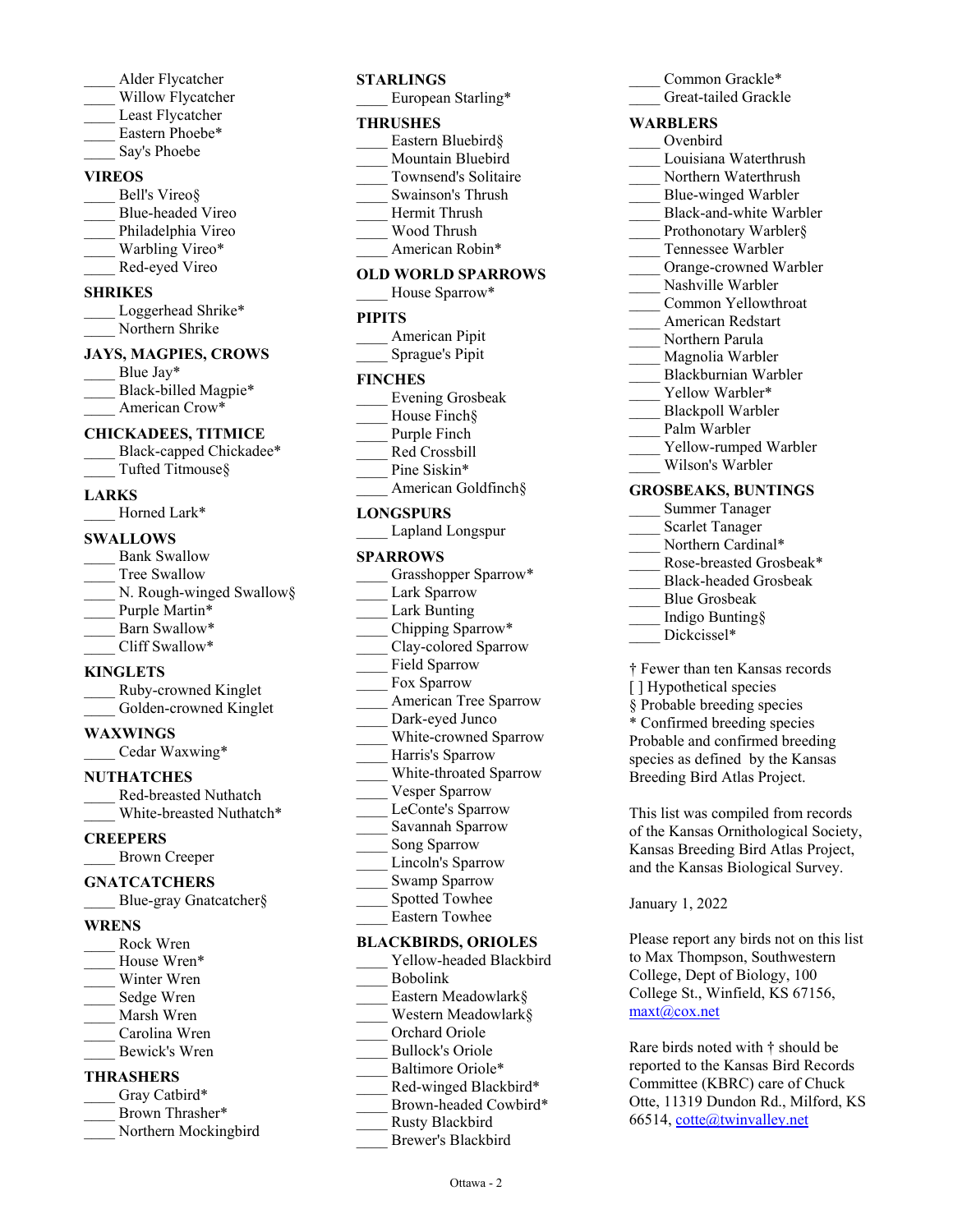____ Alder Flycatcher
____ Willow Flycatcher
____ Least Flycatcher
____ Eastern Phoebe*
____ Say's Phoebe

**VIREOS**

____ Bell's Vireo§
____ Blue-headed Vireo
____ Philadelphia Vireo
____ Warbling Vireo*
____ Red-eyed Vireo

**SHRIKES**

____ Loggerhead Shrike*
____ Northern Shrike

**JAYS, MAGPIES, CROWS**

____ Blue Jay*
____ Black-billed Magpie*
____ American Crow*

**CHICKADEES, TITMICE**

____ Black-capped Chickadee*
____ Tufted Titmouse§

**LARKS**

____ Horned Lark*

**SWALLOWS**

____ Bank Swallow
____ Tree Swallow
____ N. Rough-winged Swallow§
____ Purple Martin*
____ Barn Swallow*
____ Cliff Swallow*

**KINGLETS**

____ Ruby-crowned Kinglet
____ Golden-crowned Kinglet

**WAXWINGS**

____ Cedar Waxwing*

**NUTHATCHES**

____ Red-breasted Nuthatch
____ White-breasted Nuthatch*

**CREEPERS**

____ Brown Creeper

**GNATCATCHERS**

____ Blue-gray Gnatcatcher§

**WRENS**

____ Rock Wren
____ House Wren*
____ Winter Wren
____ Sedge Wren
____ Marsh Wren
____ Carolina Wren
____ Bewick's Wren

**THRASHERS**

____ Gray Catbird*
____ Brown Thrasher*
____ Northern Mockingbird

**STARLINGS**

____ European Starling*

**THRUSHES**

____ Eastern Bluebird§
____ Mountain Bluebird
____ Townsend's Solitaire
____ Swainson's Thrush
____ Hermit Thrush
____ Wood Thrush
____ American Robin*

**OLD WORLD SPARROWS**

____ House Sparrow*

**PIPITS**

____ American Pipit
____ Sprague's Pipit

**FINCHES**

____ Evening Grosbeak
____ House Finch§
____ Purple Finch
____ Red Crossbill
____ Pine Siskin*
____ American Goldfinch§

**LONGSPURS**

____ Lapland Longspur

**SPARROWS**

____ Grasshopper Sparrow*
____ Lark Sparrow
____ Lark Bunting
____ Chipping Sparrow*
____ Clay-colored Sparrow
____ Field Sparrow
____ Fox Sparrow
____ American Tree Sparrow
____ Dark-eyed Junco
____ White-crowned Sparrow
____ Harris's Sparrow
____ White-throated Sparrow
____ Vesper Sparrow
____ LeConte's Sparrow
____ Savannah Sparrow
____ Song Sparrow
____ Lincoln's Sparrow
____ Swamp Sparrow
____ Spotted Towhee
____ Eastern Towhee

**BLACKBIRDS, ORIOLES**

____ Yellow-headed Blackbird
____ Bobolink
____ Eastern Meadowlark§
____ Western Meadowlark§
____ Orchard Oriole
____ Bullock's Oriole
____ Baltimore Oriole*
____ Red-winged Blackbird*
____ Brown-headed Cowbird*
____ Rusty Blackbird
____ Brewer's Blackbird
____ Common Grackle*
____ Great-tailed Grackle

**WARBLERS**

____ Ovenbird
____ Louisiana Waterthrush
____ Northern Waterthrush
____ Blue-winged Warbler
____ Black-and-white Warbler
____ Prothonotary Warbler§
____ Tennessee Warbler
____ Orange-crowned Warbler
____ Nashville Warbler
____ Common Yellowthroat
____ American Redstart
____ Northern Parula
____ Magnolia Warbler
____ Blackburnian Warbler
____ Yellow Warbler*
____ Blackpoll Warbler
____ Palm Warbler
____ Yellow-rumped Warbler
____ Wilson's Warbler

**GROSBEAKS, BUNTINGS**

____ Summer Tanager
____ Scarlet Tanager
____ Northern Cardinal*
____ Rose-breasted Grosbeak*
____ Black-headed Grosbeak
____ Blue Grosbeak
____ Indigo Bunting§
____ Dickcissel*

† Fewer than ten Kansas records
[ ] Hypothetical species
§ Probable breeding species
* Confirmed breeding species
Probable and confirmed breeding species as defined by the Kansas Breeding Bird Atlas Project.

This list was compiled from records of the Kansas Ornithological Society, Kansas Breeding Bird Atlas Project, and the Kansas Biological Survey.

January 1, 2022

Please report any birds not on this list to Max Thompson, Southwestern College, Dept of Biology, 100 College St., Winfield, KS 67156, maxt@cox.net

Rare birds noted with † should be reported to the Kansas Bird Records Committee (KBRC) care of Chuck Otte, 11319 Dundon Rd., Milford, KS 66514, cotte@twinvalley.net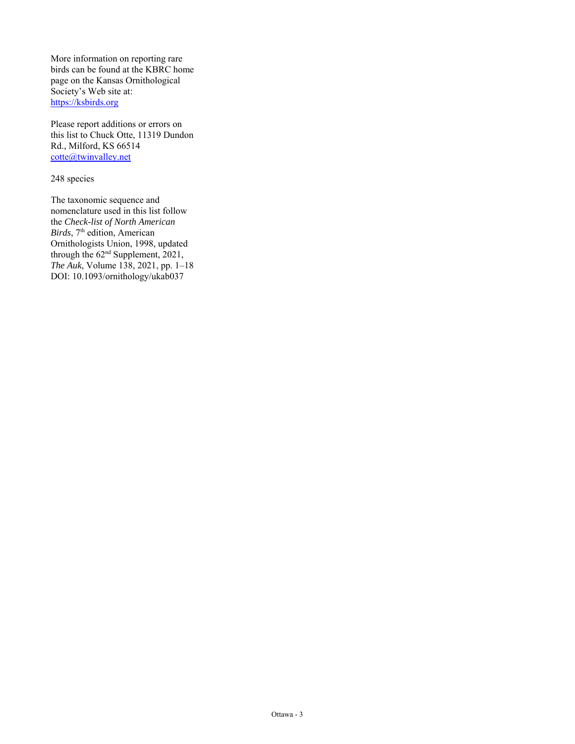More information on reporting rare birds can be found at the KBRC home page on the Kansas Ornithological Society's Web site at: [https://ksbirds.org](https://ksbirds.org)

Please report additions or errors on this list to Chuck Otte, 11319 Dundon Rd., Milford, KS 66514 [cotte@twinvalley.net](mailto:cotte@twinvalley.net)

248 species

The taxonomic sequence and nomenclature used in this list follow the *Check-list of North American Birds*, 7th edition, American Ornithologists Union, 1998, updated through the 62nd Supplement, 2021, *The Auk*, Volume 138, 2021, pp. 1–18 DOI: 10.1093/ornithology/ukab037